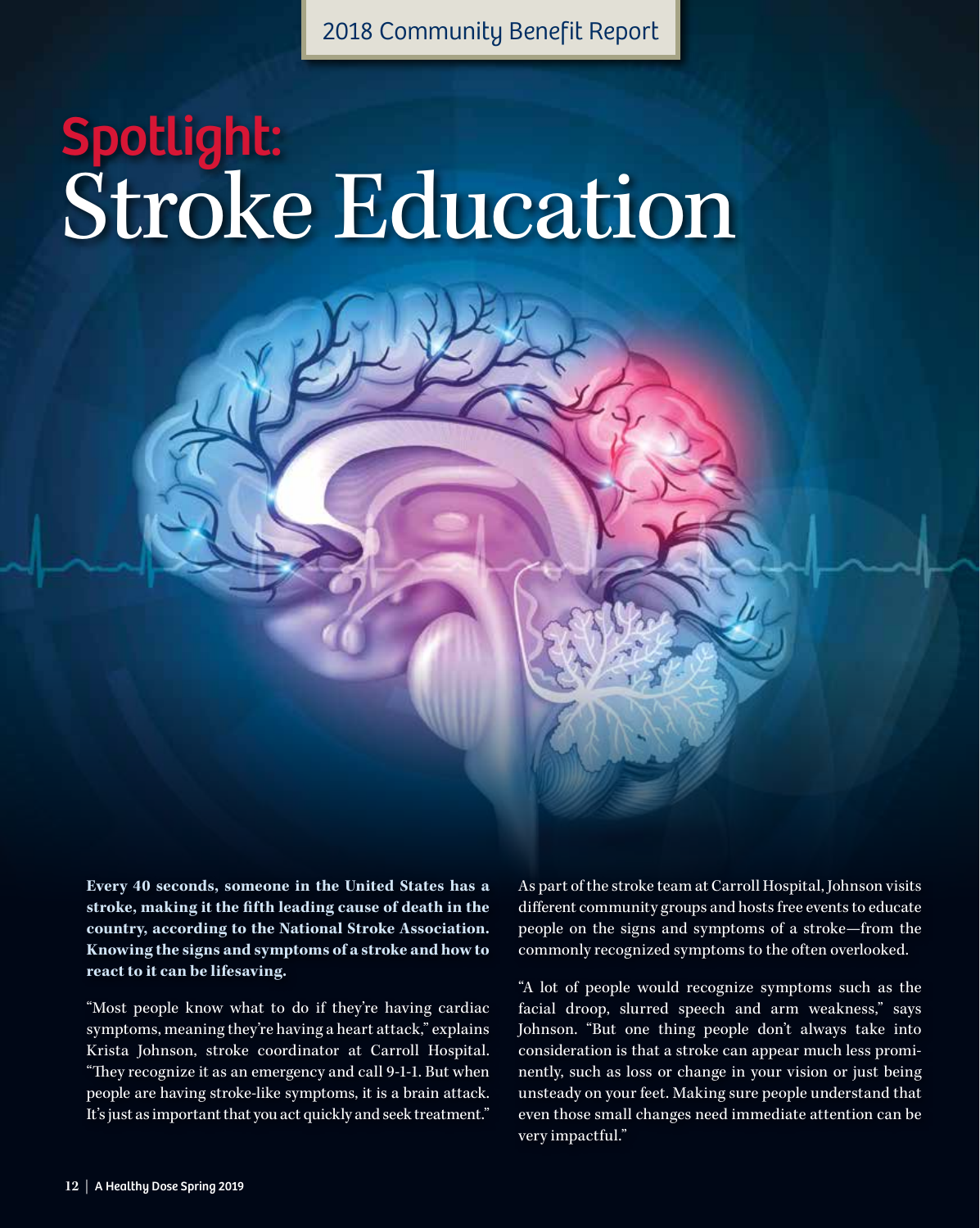2018 Community Benefit Report

# Spotlight: Stroke Education

**Every 40 seconds, someone in the United States has a stroke, making it the fifth leading cause of death in the country, according to the National Stroke Association. Knowing the signs and symptoms of a stroke and how to react to it can be lifesaving.**

"Most people know what to do if they're having cardiac symptoms, meaning they're having a heart attack," explains Krista Johnson, stroke coordinator at Carroll Hospital. "They recognize it as an emergency and call 9-1-1. But when people are having stroke-like symptoms, it is a brain attack. It's just as important that you act quickly and seek treatment."

As part of the stroke team at Carroll Hospital, Johnson visits different community groups and hosts free events to educate people on the signs and symptoms of a stroke—from the commonly recognized symptoms to the often overlooked.

"A lot of people would recognize symptoms such as the facial droop, slurred speech and arm weakness," says Johnson. "But one thing people don't always take into consideration is that a stroke can appear much less prominently, such as loss or change in your vision or just being unsteady on your feet. Making sure people understand that even those small changes need immediate attention can be very impactful."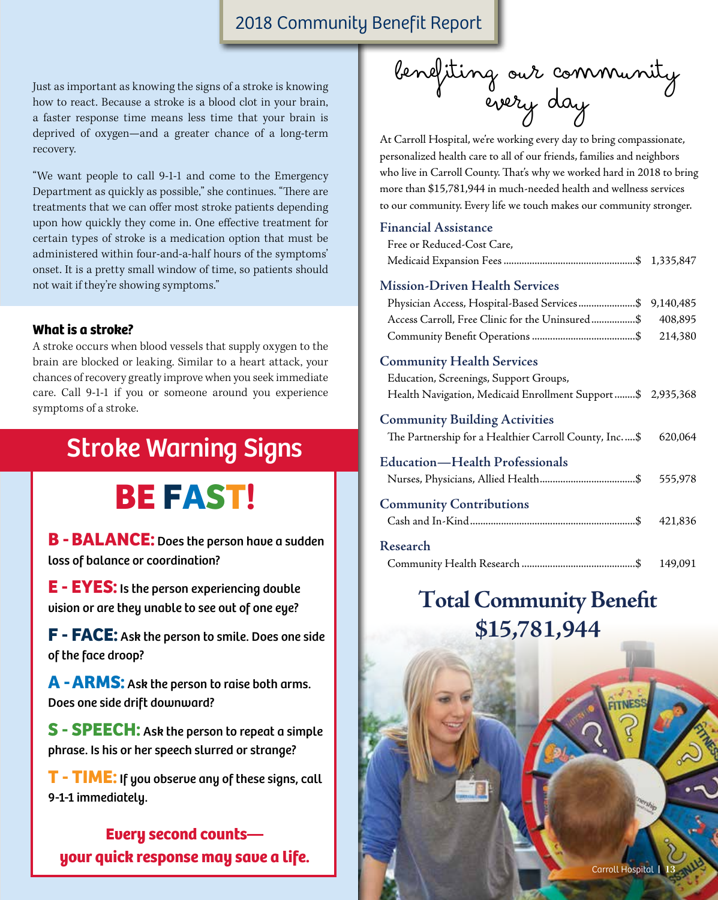Just as important as knowing the signs of a stroke is knowing how to react. Because a stroke is a blood clot in your brain, a faster response time means less time that your brain is deprived of oxygen—and a greater chance of a long-term recovery.

"We want people to call 9-1-1 and come to the Emergency Department as quickly as possible," she continues. "There are treatments that we can offer most stroke patients depending upon how quickly they come in. One effective treatment for certain types of stroke is a medication option that must be administered within four-and-a-half hours of the symptoms' onset. It is a pretty small window of time, so patients should not wait if they're showing symptoms."

### What is a stroke?

A stroke occurs when blood vessels that supply oxygen to the brain are blocked or leaking. Similar to a heart attack, your chances of recovery greatly improve when you seek immediate care. Call 9-1-1 if you or someone around you experience symptoms of a stroke.

## Stroke Warning Signs

# BE FAST!

**B - BALANCE:** Does the person have a sudden loss of balance or coordination?

**E - EYES:** Is the person experiencing double vision or are they unable to see out of one eye?

**F - FACE:** Ask the person to smile. Does one side of the face droop?

**A - ARMS:** Ask the person to raise both arms. Does one side drift downward?

**S - SPEECH:** Ask the person to repeat a simple phrase. Is his or her speech slurred or strange?

**T - TIME:** If you observe any of these signs, call 9-1-1 immediately.

**Every second counts— your quick response may save a life.**

## benefiting our community every day

At Carroll Hospital, we're working every day to bring compassionate, personalized health care to all of our friends, families and neighbors who live in Carroll County. That's why we worked hard in 2018 to bring more than $15,781,944 in much-needed health and wellness services to our community. Every life we touch makes our community stronger.

| | |
|---|---|
| **Financial Assistance** | |
| Free or Reduced-Cost Care, Medicaid Expansion Fees | $ 1,335,847 |
| **Mission-Driven Health Services** | |
| Physician Access, Hospital-Based Services | $ 9,140,485 |
| Access Carroll, Free Clinic for the Uninsured | $ 408,895 |
| Community Benefit Operations | $ 214,380 |
| **Community Health Services** | |
| Education, Screenings, Support Groups, Health Navigation, Medicaid Enrollment Support | $ 2,935,368 |
| **Community Building Activities** | |
| The Partnership for a Healthier Carroll County, Inc. | $ 620,064 |
| **Education—Health Professionals** | |
| Nurses, Physicians, Allied Health | $ 555,978 |
| **Community Contributions** | |
| Cash and In-Kind | $ 421,836 |
| **Research** | |
| Community Health Research | $ 149,091 |

## Total Community Benefit $15,781,944